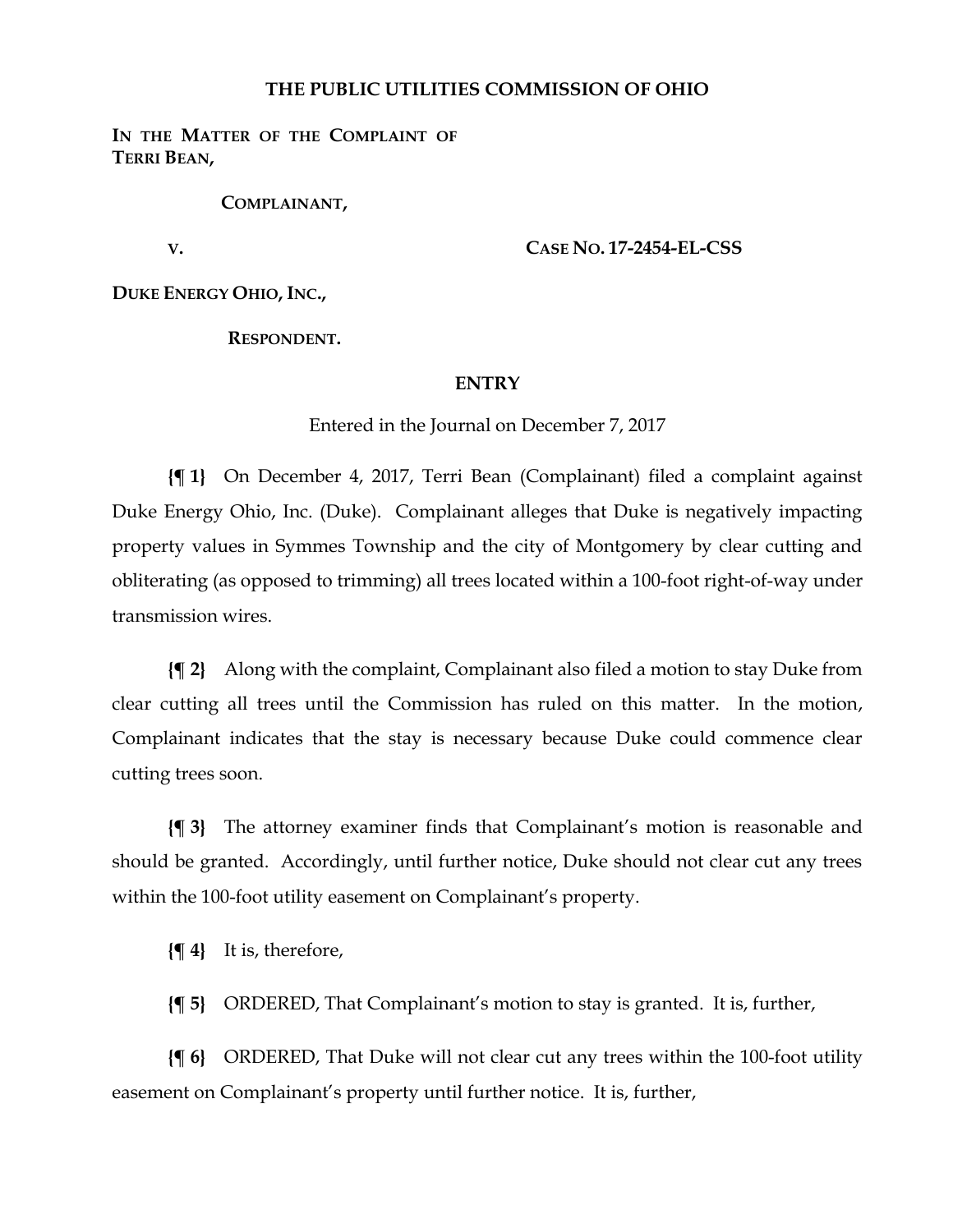# THE PUBLIC UTILITIES COMMISSION OF OHIO

**IN THE MATTER OF THE COMPLAINT OF TERRI BEAN,**

**COMPLAINANT,**

**V.**

**CASE NO. 17-2454-EL-CSS**

**DUKE ENERGY OHIO, INC.,**

**RESPONDENT.**

## ENTRY

Entered in the Journal on December 7, 2017

**{¶ 1}** On December 4, 2017, Terri Bean (Complainant) filed a complaint against Duke Energy Ohio, Inc. (Duke). Complainant alleges that Duke is negatively impacting property values in Symmes Township and the city of Montgomery by clear cutting and obliterating (as opposed to trimming) all trees located within a 100-foot right-of-way under transmission wires.

**{¶ 2}** Along with the complaint, Complainant also filed a motion to stay Duke from clear cutting all trees until the Commission has ruled on this matter. In the motion, Complainant indicates that the stay is necessary because Duke could commence clear cutting trees soon.

**{¶ 3}** The attorney examiner finds that Complainant's motion is reasonable and should be granted. Accordingly, until further notice, Duke should not clear cut any trees within the 100-foot utility easement on Complainant's property.

**{¶ 4}** It is, therefore,

**{¶ 5}** ORDERED, That Complainant's motion to stay is granted. It is, further,

**{¶ 6}** ORDERED, That Duke will not clear cut any trees within the 100-foot utility easement on Complainant's property until further notice. It is, further,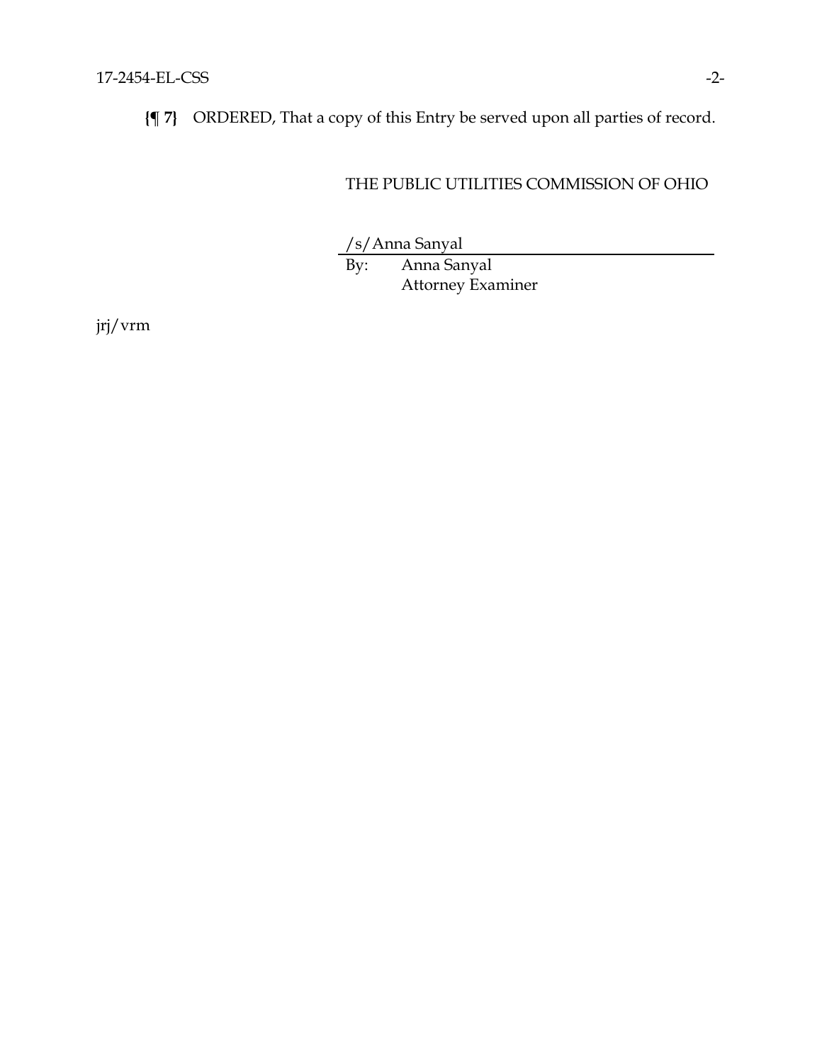**{¶ 7}** ORDERED, That a copy of this Entry be served upon all parties of record.

THE PUBLIC UTILITIES COMMISSION OF OHIO

/s/Anna Sanyal

By: Anna Sanyal
Attorney Examiner

jrj/vrm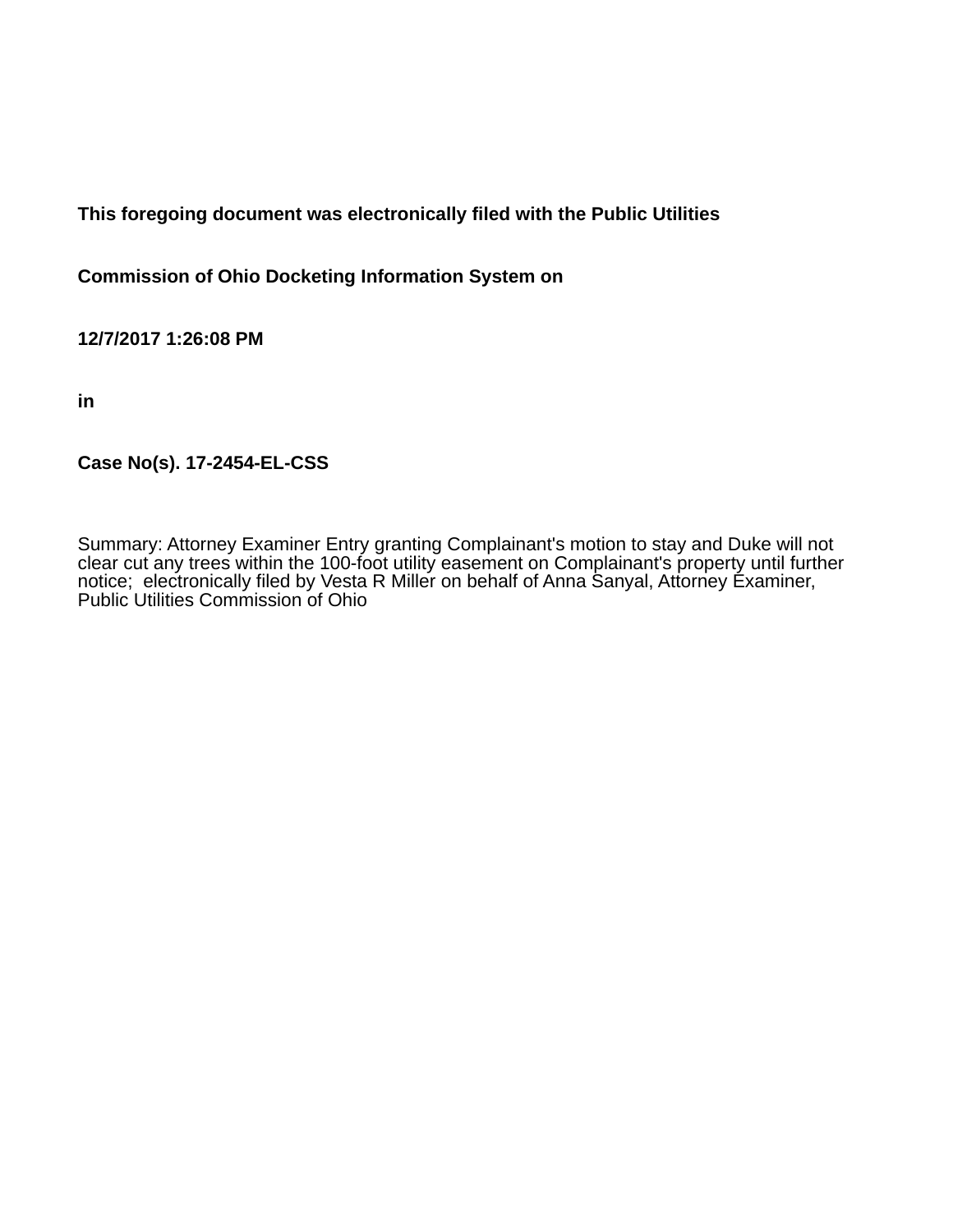**This foregoing document was electronically filed with the Public Utilities**

**Commission of Ohio Docketing Information System on**

**12/7/2017 1:26:08 PM**

**in**

**Case No(s). 17-2454-EL-CSS**

Summary: Attorney Examiner Entry granting Complainant's motion to stay and Duke will not clear cut any trees within the 100-foot utility easement on Complainant's property until further notice; electronically filed by Vesta R Miller on behalf of Anna Sanyal, Attorney Examiner, Public Utilities Commission of Ohio